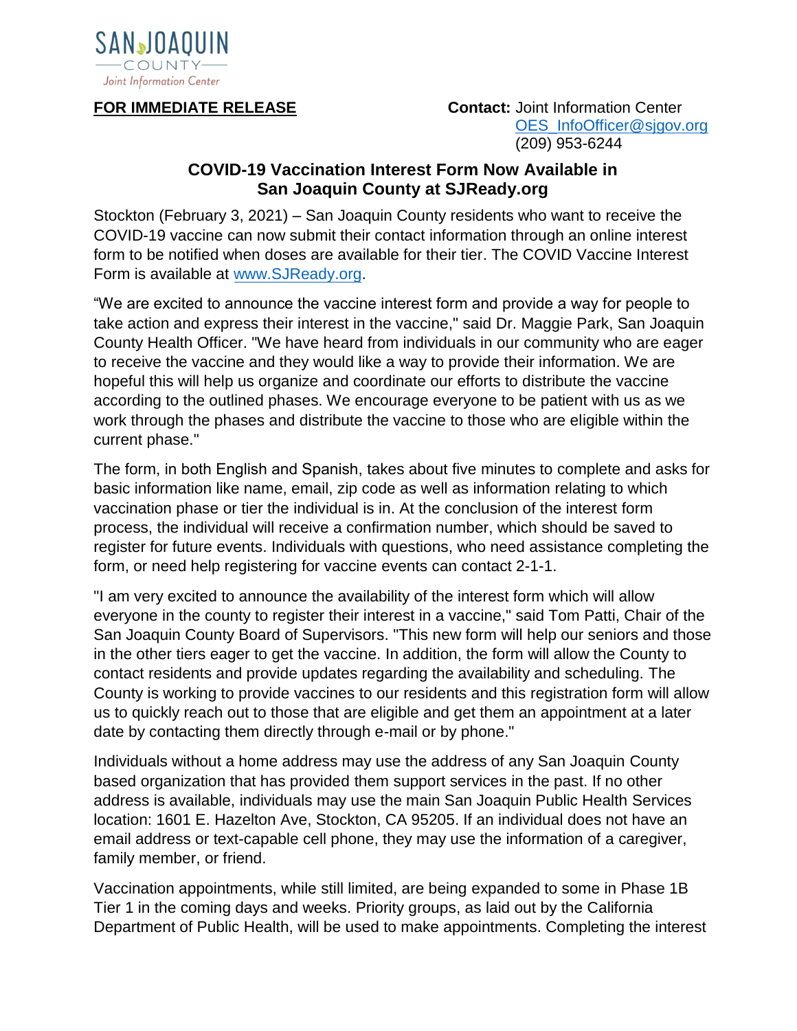SAN JOAQUIN COUNTY

Joint Information Center

**FOR IMMEDIATE RELEASE**

**Contact:** Joint Information Center
OES_InfoOfficer@sjgov.org
(209) 953-6244

## COVID-19 Vaccination Interest Form Now Available in San Joaquin County at SJReady.org

Stockton (February 3, 2021) – San Joaquin County residents who want to receive the COVID-19 vaccine can now submit their contact information through an online interest form to be notified when doses are available for their tier. The COVID Vaccine Interest Form is available at www.SJReady.org.

“We are excited to announce the vaccine interest form and provide a way for people to take action and express their interest in the vaccine," said Dr. Maggie Park, San Joaquin County Health Officer. "We have heard from individuals in our community who are eager to receive the vaccine and they would like a way to provide their information. We are hopeful this will help us organize and coordinate our efforts to distribute the vaccine according to the outlined phases. We encourage everyone to be patient with us as we work through the phases and distribute the vaccine to those who are eligible within the current phase."

The form, in both English and Spanish, takes about five minutes to complete and asks for basic information like name, email, zip code as well as information relating to which vaccination phase or tier the individual is in. At the conclusion of the interest form process, the individual will receive a confirmation number, which should be saved to register for future events. Individuals with questions, who need assistance completing the form, or need help registering for vaccine events can contact 2-1-1.

"I am very excited to announce the availability of the interest form which will allow everyone in the county to register their interest in a vaccine," said Tom Patti, Chair of the San Joaquin County Board of Supervisors. "This new form will help our seniors and those in the other tiers eager to get the vaccine. In addition, the form will allow the County to contact residents and provide updates regarding the availability and scheduling. The County is working to provide vaccines to our residents and this registration form will allow us to quickly reach out to those that are eligible and get them an appointment at a later date by contacting them directly through e-mail or by phone."

Individuals without a home address may use the address of any San Joaquin County based organization that has provided them support services in the past. If no other address is available, individuals may use the main San Joaquin Public Health Services location: 1601 E. Hazelton Ave, Stockton, CA 95205. If an individual does not have an email address or text-capable cell phone, they may use the information of a caregiver, family member, or friend.

Vaccination appointments, while still limited, are being expanded to some in Phase 1B Tier 1 in the coming days and weeks. Priority groups, as laid out by the California Department of Public Health, will be used to make appointments. Completing the interest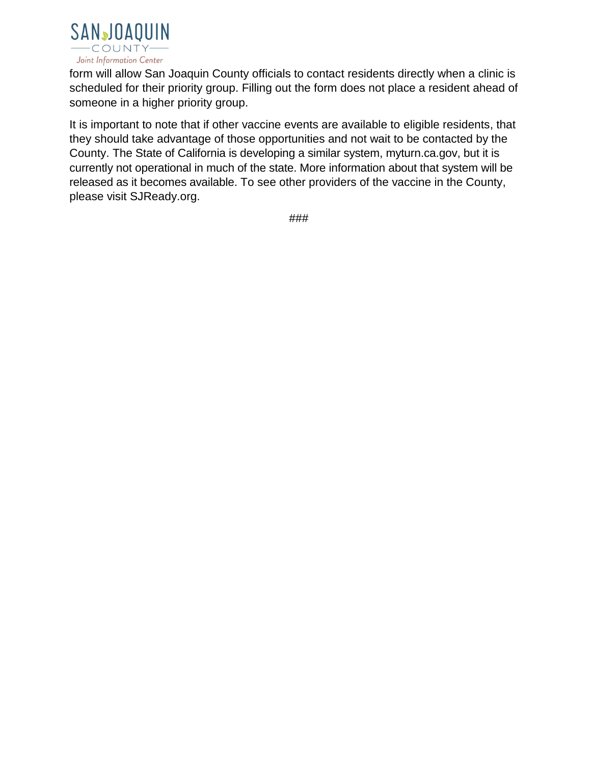form will allow San Joaquin County officials to contact residents directly when a clinic is scheduled for their priority group. Filling out the form does not place a resident ahead of someone in a higher priority group.

It is important to note that if other vaccine events are available to eligible residents, that they should take advantage of those opportunities and not wait to be contacted by the County. The State of California is developing a similar system, myturn.ca.gov, but it is currently not operational in much of the state. More information about that system will be released as it becomes available. To see other providers of the vaccine in the County, please visit SJReady.org.

###